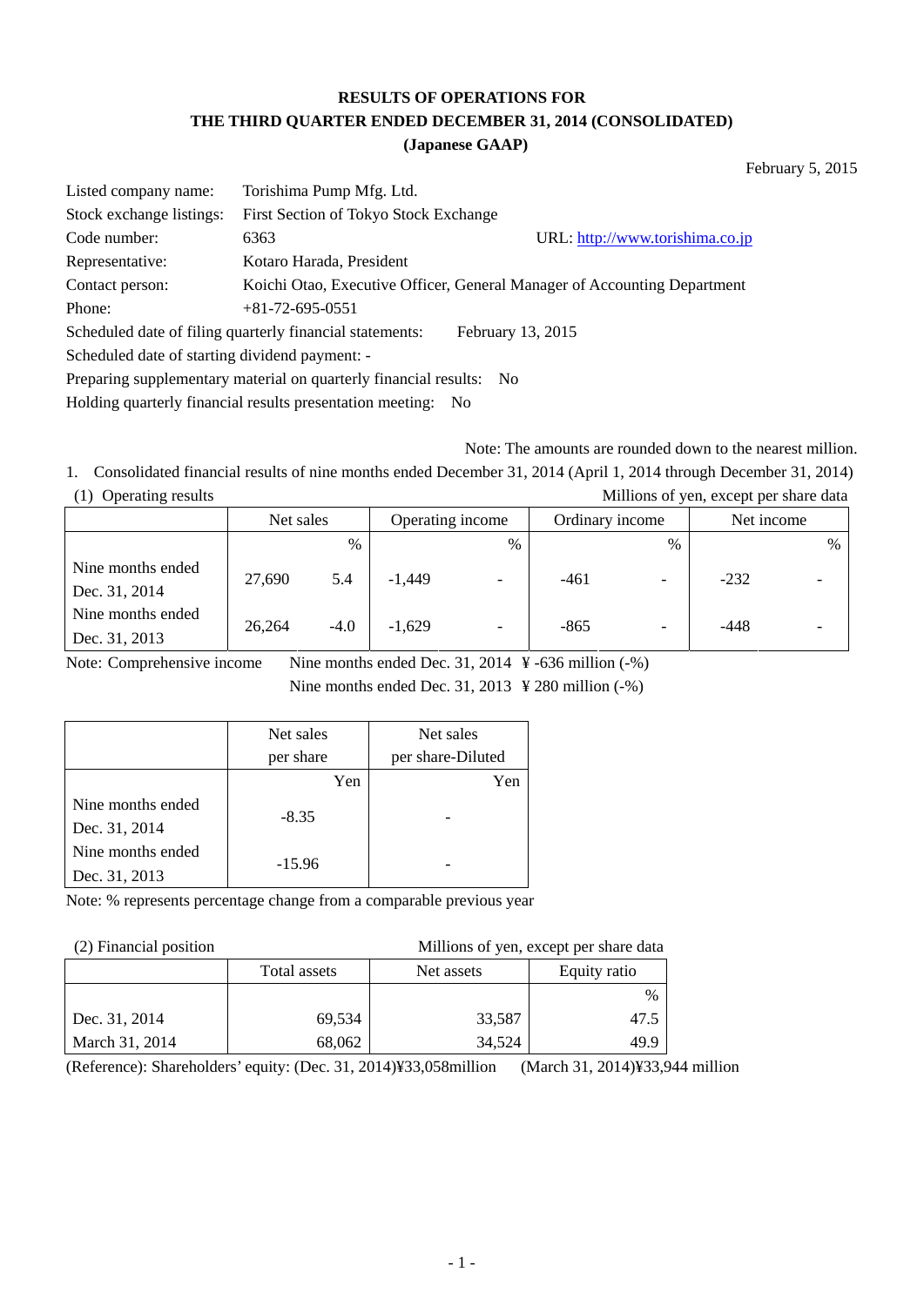# RESULTS OF OPERATIONS FOR THE THIRD QUARTER ENDED DECEMBER 31, 2014 (CONSOLIDATED) (Japanese GAAP)

February 5, 2015

Listed company name: Torishima Pump Mfg. Ltd.
Stock exchange listings: First Section of Tokyo Stock Exchange
Code number: 6363 URL: http://www.torishima.co.jp
Representative: Kotaro Harada, President
Contact person: Koichi Otao, Executive Officer, General Manager of Accounting Department
Phone: +81-72-695-0551
Scheduled date of filing quarterly financial statements: February 13, 2015
Scheduled date of starting dividend payment: -
Preparing supplementary material on quarterly financial results: No
Holding quarterly financial results presentation meeting: No

Note: The amounts are rounded down to the nearest million.

1. Consolidated financial results of nine months ended December 31, 2014 (April 1, 2014 through December 31, 2014)

(1) Operating results

Millions of yen, except per share data

| | Net sales | | Operating income | | Ordinary income | | Net income | |
|---|---|---|---|---|---|---|---|---|
| | | % | | % | | % | | % |
| Nine months ended Dec. 31, 2014 | 27,690 | 5.4 | -1,449 | - | -461 | - | -232 | - |
| Nine months ended Dec. 31, 2013 | 26,264 | -4.0 | -1,629 | - | -865 | - | -448 | - |

Note: Comprehensive income Nine months ended Dec. 31, 2014 ¥ -636 million (-%)
Nine months ended Dec. 31, 2013 ¥ 280 million (-%)

| | Net sales per share | Net sales per share-Diluted |
|---|---|---|
| | Yen | Yen |
| Nine months ended Dec. 31, 2014 | -8.35 | - |
| Nine months ended Dec. 31, 2013 | -15.96 | - |

Note: % represents percentage change from a comparable previous year

(2) Financial position

Millions of yen, except per share data

| | Total assets | Net assets | Equity ratio |
|---|---|---|---|
| | | | % |
| Dec. 31, 2014 | 69,534 | 33,587 | 47.5 |
| March 31, 2014 | 68,062 | 34,524 | 49.9 |

(Reference): Shareholders' equity: (Dec. 31, 2014)¥33,058million (March 31, 2014)¥33,944 million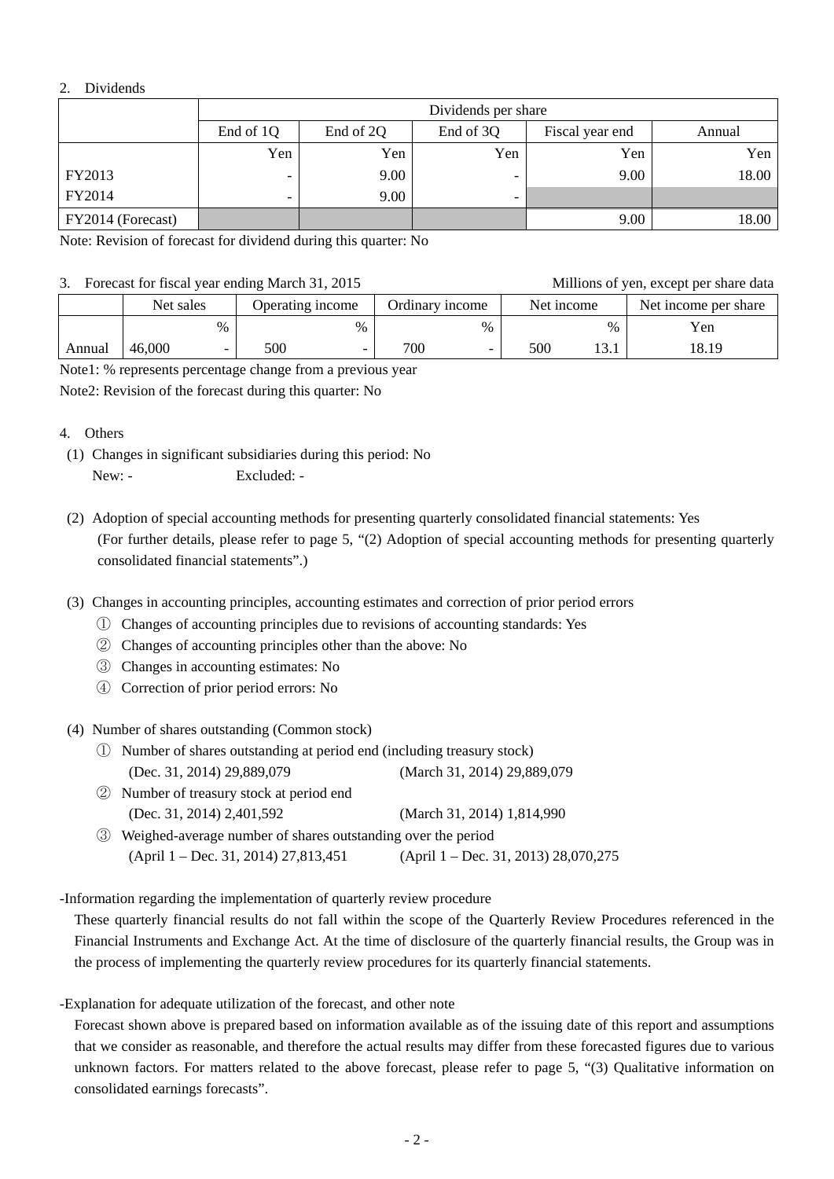## 2. Dividends

| | Dividends per share | | | | |
|---|---|---|---|---|---|
| | End of 1Q | End of 2Q | End of 3Q | Fiscal year end | Annual |
| | Yen | Yen | Yen | Yen | Yen |
| FY2013 | - | 9.00 | - | 9.00 | 18.00 |
| FY2014 | - | 9.00 | - | | |
| FY2014 (Forecast) | | | | 9.00 | 18.00 |

Note: Revision of forecast for dividend during this quarter: No

## 3. Forecast for fiscal year ending March 31, 2015

Millions of yen, except per share data

| | Net sales | | Operating income | | Ordinary income | | Net income | | Net income per share |
|---|---|---|---|---|---|---|---|---|---|
| | | % | | % | | % | | % | Yen |
| Annual | 46,000 | - | 500 | - | 700 | - | 500 | 13.1 | 18.19 |

Note1: % represents percentage change from a previous year

Note2: Revision of the forecast during this quarter: No

## 4. Others

(1) Changes in significant subsidiaries during this period: No

New: - Excluded: -

(2) Adoption of special accounting methods for presenting quarterly consolidated financial statements: Yes

(For further details, please refer to page 5, "(2) Adoption of special accounting methods for presenting quarterly consolidated financial statements".)

(3) Changes in accounting principles, accounting estimates and correction of prior period errors

① Changes of accounting principles due to revisions of accounting standards: Yes

② Changes of accounting principles other than the above: No

③ Changes in accounting estimates: No

④ Correction of prior period errors: No

(4) Number of shares outstanding (Common stock)

① Number of shares outstanding at period end (including treasury stock)

(Dec. 31, 2014) 29,889,079 (March 31, 2014) 29,889,079

② Number of treasury stock at period end

(Dec. 31, 2014) 2,401,592 (March 31, 2014) 1,814,990

③ Weighed-average number of shares outstanding over the period

(April 1 – Dec. 31, 2014) 27,813,451 (April 1 – Dec. 31, 2013) 28,070,275

-Information regarding the implementation of quarterly review procedure

These quarterly financial results do not fall within the scope of the Quarterly Review Procedures referenced in the Financial Instruments and Exchange Act. At the time of disclosure of the quarterly financial results, the Group was in the process of implementing the quarterly review procedures for its quarterly financial statements.

-Explanation for adequate utilization of the forecast, and other note

Forecast shown above is prepared based on information available as of the issuing date of this report and assumptions that we consider as reasonable, and therefore the actual results may differ from these forecasted figures due to various unknown factors. For matters related to the above forecast, please refer to page 5, "(3) Qualitative information on consolidated earnings forecasts".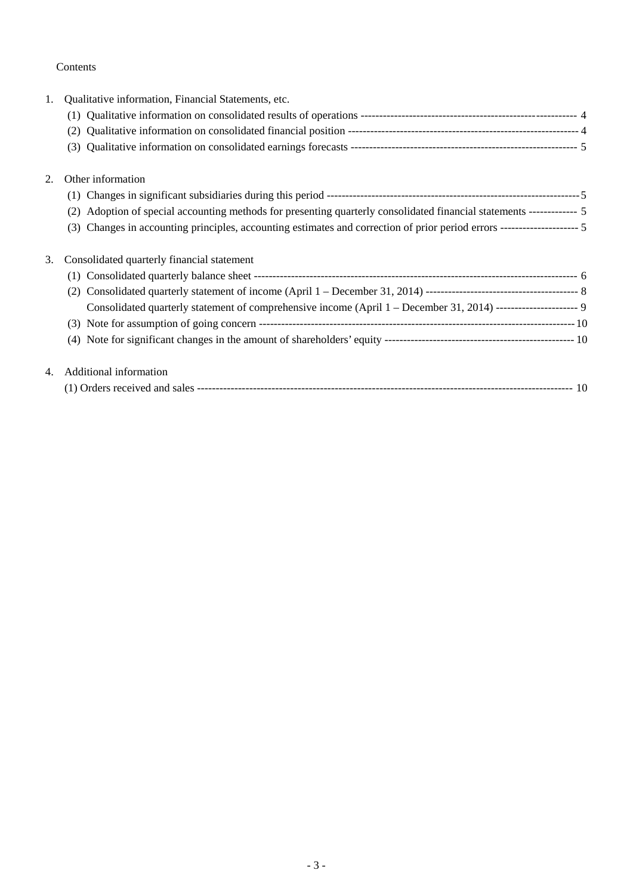Contents

1. Qualitative information, Financial Statements, etc.
   - (1) Qualitative information on consolidated results of operations --------------------------------------------------------- 4
   - (2) Qualitative information on consolidated financial position ------------------------------------------------------------- 4
   - (3) Qualitative information on consolidated earnings forecasts ------------------------------------------------------------ 5

2. Other information
   - (1) Changes in significant subsidiaries during this period -------------------------------------------------------------------5
   - (2) Adoption of special accounting methods for presenting quarterly consolidated financial statements ------------- 5
   - (3) Changes in accounting principles, accounting estimates and correction of prior period errors --------------------- 5

3. Consolidated quarterly financial statement
   - (1) Consolidated quarterly balance sheet -------------------------------------------------------------------------------------- 6
   - (2) Consolidated quarterly statement of income (April 1 – December 31, 2014) ----------------------------------------- 8
     Consolidated quarterly statement of comprehensive income (April 1 – December 31, 2014) ---------------------- 9
   - (3) Note for assumption of going concern ------------------------------------------------------------------------------------10
   - (4) Note for significant changes in the amount of shareholders' equity -------------------------------------------------- 10

4. Additional information
   - (1) Orders received and sales ---------------------------------------------------------------------------------------------------- 10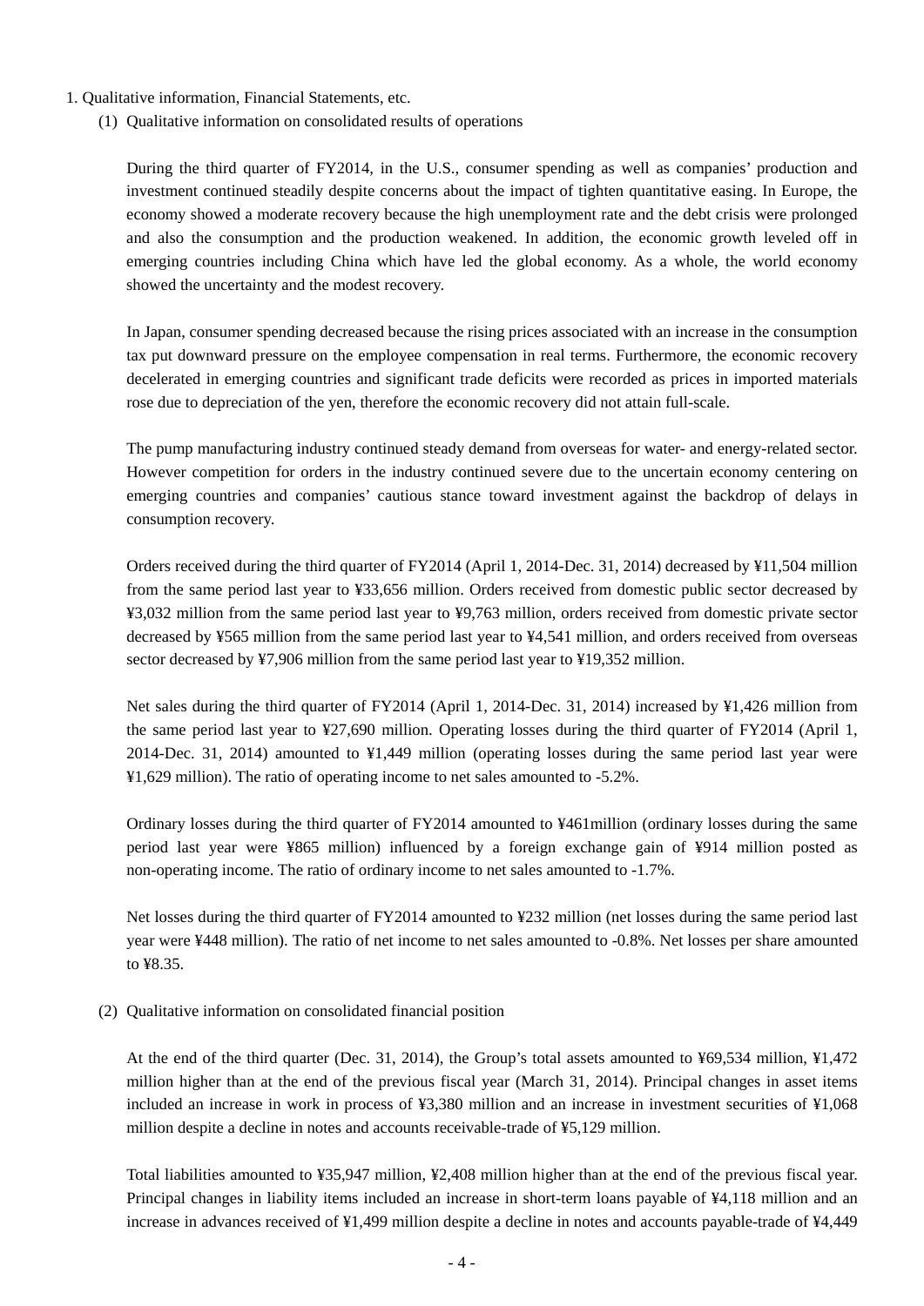1. Qualitative information, Financial Statements, etc.

(1) Qualitative information on consolidated results of operations

During the third quarter of FY2014, in the U.S., consumer spending as well as companies' production and investment continued steadily despite concerns about the impact of tighten quantitative easing. In Europe, the economy showed a moderate recovery because the high unemployment rate and the debt crisis were prolonged and also the consumption and the production weakened. In addition, the economic growth leveled off in emerging countries including China which have led the global economy. As a whole, the world economy showed the uncertainty and the modest recovery.

In Japan, consumer spending decreased because the rising prices associated with an increase in the consumption tax put downward pressure on the employee compensation in real terms. Furthermore, the economic recovery decelerated in emerging countries and significant trade deficits were recorded as prices in imported materials rose due to depreciation of the yen, therefore the economic recovery did not attain full-scale.

The pump manufacturing industry continued steady demand from overseas for water- and energy-related sector. However competition for orders in the industry continued severe due to the uncertain economy centering on emerging countries and companies' cautious stance toward investment against the backdrop of delays in consumption recovery.

Orders received during the third quarter of FY2014 (April 1, 2014-Dec. 31, 2014) decreased by ¥11,504 million from the same period last year to ¥33,656 million. Orders received from domestic public sector decreased by ¥3,032 million from the same period last year to ¥9,763 million, orders received from domestic private sector decreased by ¥565 million from the same period last year to ¥4,541 million, and orders received from overseas sector decreased by ¥7,906 million from the same period last year to ¥19,352 million.

Net sales during the third quarter of FY2014 (April 1, 2014-Dec. 31, 2014) increased by ¥1,426 million from the same period last year to ¥27,690 million. Operating losses during the third quarter of FY2014 (April 1, 2014-Dec. 31, 2014) amounted to ¥1,449 million (operating losses during the same period last year were ¥1,629 million). The ratio of operating income to net sales amounted to -5.2%.

Ordinary losses during the third quarter of FY2014 amounted to ¥461million (ordinary losses during the same period last year were ¥865 million) influenced by a foreign exchange gain of ¥914 million posted as non-operating income. The ratio of ordinary income to net sales amounted to -1.7%.

Net losses during the third quarter of FY2014 amounted to ¥232 million (net losses during the same period last year were ¥448 million). The ratio of net income to net sales amounted to -0.8%. Net losses per share amounted to ¥8.35.

(2) Qualitative information on consolidated financial position

At the end of the third quarter (Dec. 31, 2014), the Group's total assets amounted to ¥69,534 million, ¥1,472 million higher than at the end of the previous fiscal year (March 31, 2014). Principal changes in asset items included an increase in work in process of ¥3,380 million and an increase in investment securities of ¥1,068 million despite a decline in notes and accounts receivable-trade of ¥5,129 million.

Total liabilities amounted to ¥35,947 million, ¥2,408 million higher than at the end of the previous fiscal year. Principal changes in liability items included an increase in short-term loans payable of ¥4,118 million and an increase in advances received of ¥1,499 million despite a decline in notes and accounts payable-trade of ¥4,449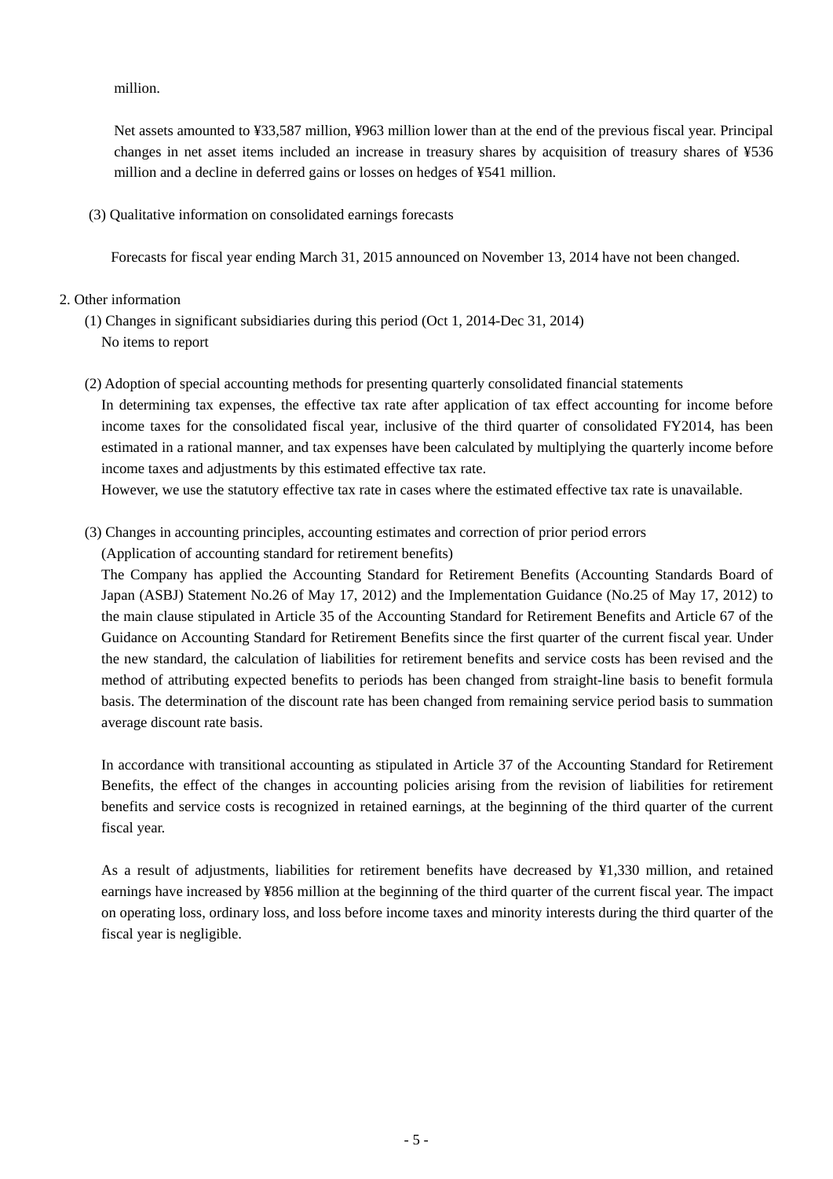million.

Net assets amounted to ¥33,587 million, ¥963 million lower than at the end of the previous fiscal year. Principal changes in net asset items included an increase in treasury shares by acquisition of treasury shares of ¥536 million and a decline in deferred gains or losses on hedges of ¥541 million.

(3) Qualitative information on consolidated earnings forecasts

Forecasts for fiscal year ending March 31, 2015 announced on November 13, 2014 have not been changed.

## 2. Other information

(1) Changes in significant subsidiaries during this period (Oct 1, 2014-Dec 31, 2014)

No items to report

(2) Adoption of special accounting methods for presenting quarterly consolidated financial statements

In determining tax expenses, the effective tax rate after application of tax effect accounting for income before income taxes for the consolidated fiscal year, inclusive of the third quarter of consolidated FY2014, has been estimated in a rational manner, and tax expenses have been calculated by multiplying the quarterly income before income taxes and adjustments by this estimated effective tax rate.

However, we use the statutory effective tax rate in cases where the estimated effective tax rate is unavailable.

(3) Changes in accounting principles, accounting estimates and correction of prior period errors

(Application of accounting standard for retirement benefits)

The Company has applied the Accounting Standard for Retirement Benefits (Accounting Standards Board of Japan (ASBJ) Statement No.26 of May 17, 2012) and the Implementation Guidance (No.25 of May 17, 2012) to the main clause stipulated in Article 35 of the Accounting Standard for Retirement Benefits and Article 67 of the Guidance on Accounting Standard for Retirement Benefits since the first quarter of the current fiscal year. Under the new standard, the calculation of liabilities for retirement benefits and service costs has been revised and the method of attributing expected benefits to periods has been changed from straight-line basis to benefit formula basis. The determination of the discount rate has been changed from remaining service period basis to summation average discount rate basis.

In accordance with transitional accounting as stipulated in Article 37 of the Accounting Standard for Retirement Benefits, the effect of the changes in accounting policies arising from the revision of liabilities for retirement benefits and service costs is recognized in retained earnings, at the beginning of the third quarter of the current fiscal year.

As a result of adjustments, liabilities for retirement benefits have decreased by ¥1,330 million, and retained earnings have increased by ¥856 million at the beginning of the third quarter of the current fiscal year. The impact on operating loss, ordinary loss, and loss before income taxes and minority interests during the third quarter of the fiscal year is negligible.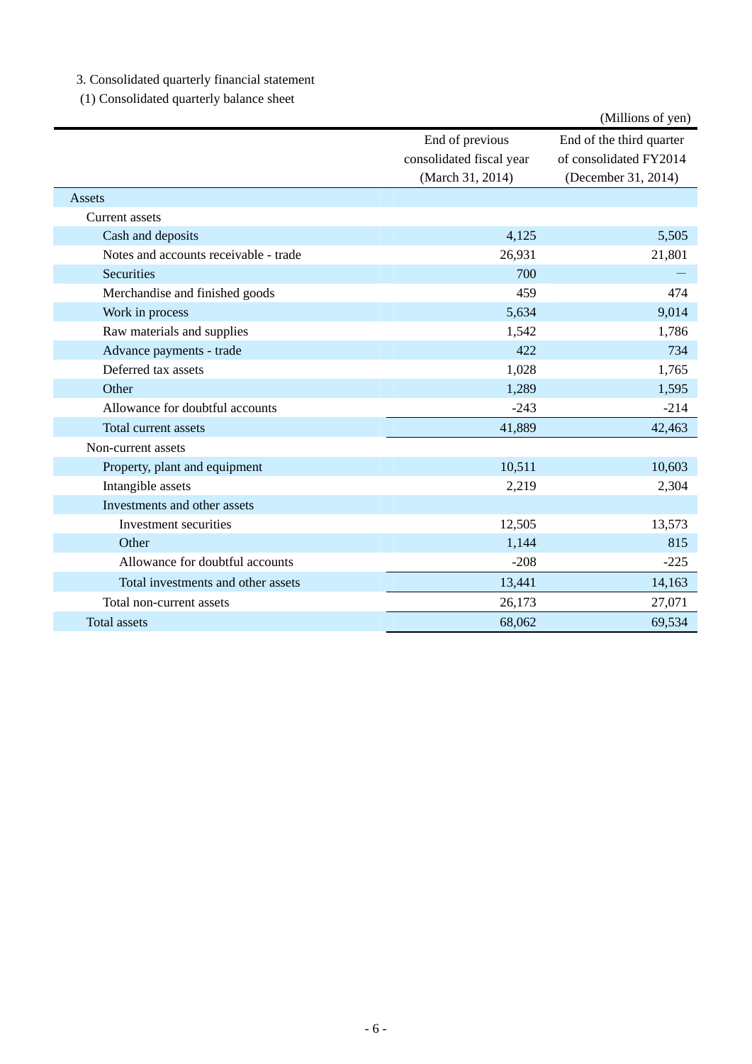3. Consolidated quarterly financial statement

(1) Consolidated quarterly balance sheet

(Millions of yen)

| | End of previous consolidated fiscal year (March 31, 2014) | End of the third quarter of consolidated FY2014 (December 31, 2014) |
|---|---|---|
| Assets | | |
| Current assets | | |
| Cash and deposits | 4,125 | 5,505 |
| Notes and accounts receivable - trade | 26,931 | 21,801 |
| Securities | 700 | — |
| Merchandise and finished goods | 459 | 474 |
| Work in process | 5,634 | 9,014 |
| Raw materials and supplies | 1,542 | 1,786 |
| Advance payments - trade | 422 | 734 |
| Deferred tax assets | 1,028 | 1,765 |
| Other | 1,289 | 1,595 |
| Allowance for doubtful accounts | -243 | -214 |
| Total current assets | 41,889 | 42,463 |
| Non-current assets | | |
| Property, plant and equipment | 10,511 | 10,603 |
| Intangible assets | 2,219 | 2,304 |
| Investments and other assets | | |
| Investment securities | 12,505 | 13,573 |
| Other | 1,144 | 815 |
| Allowance for doubtful accounts | -208 | -225 |
| Total investments and other assets | 13,441 | 14,163 |
| Total non-current assets | 26,173 | 27,071 |
| Total assets | 68,062 | 69,534 |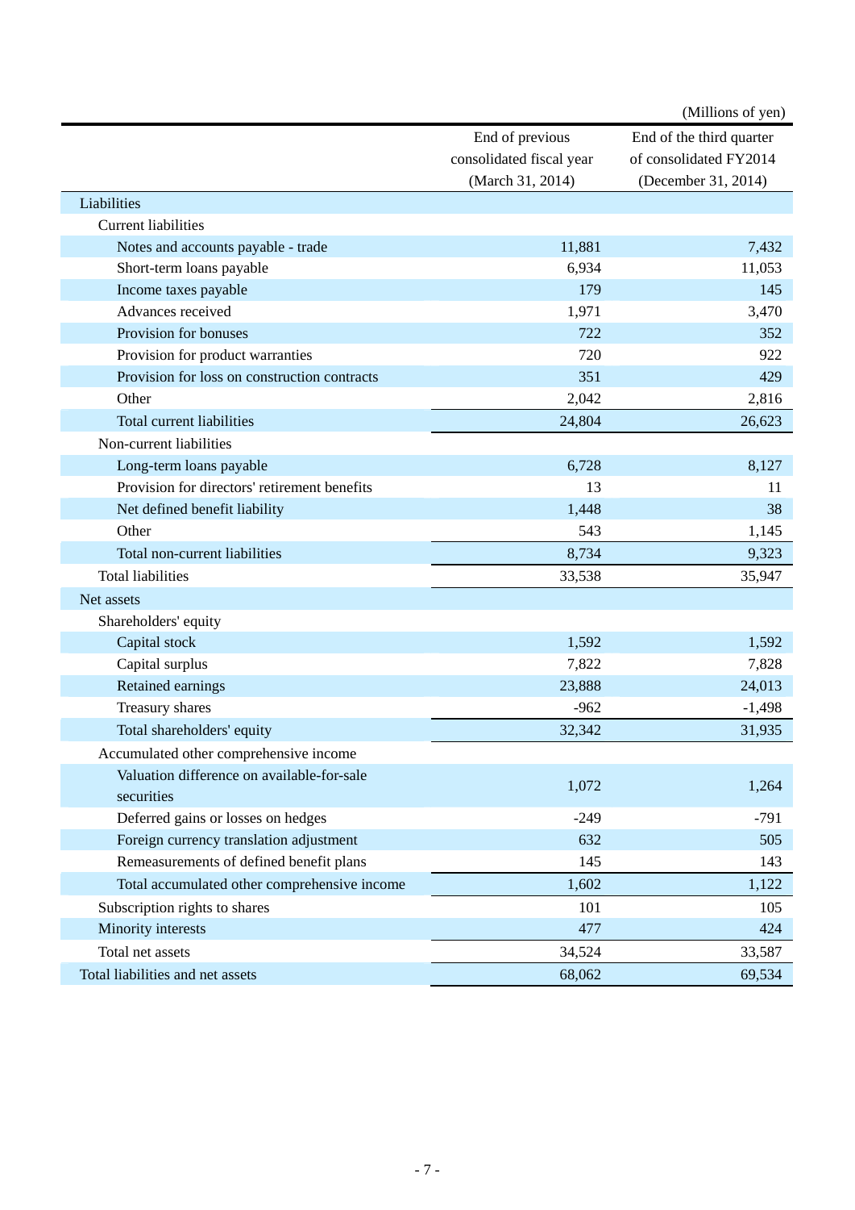(Millions of yen)

| | End of previous consolidated fiscal year (March 31, 2014) | End of the third quarter of consolidated FY2014 (December 31, 2014) |
|---|---|---|
| Liabilities | | |
| Current liabilities | | |
| Notes and accounts payable - trade | 11,881 | 7,432 |
| Short-term loans payable | 6,934 | 11,053 |
| Income taxes payable | 179 | 145 |
| Advances received | 1,971 | 3,470 |
| Provision for bonuses | 722 | 352 |
| Provision for product warranties | 720 | 922 |
| Provision for loss on construction contracts | 351 | 429 |
| Other | 2,042 | 2,816 |
| Total current liabilities | 24,804 | 26,623 |
| Non-current liabilities | | |
| Long-term loans payable | 6,728 | 8,127 |
| Provision for directors' retirement benefits | 13 | 11 |
| Net defined benefit liability | 1,448 | 38 |
| Other | 543 | 1,145 |
| Total non-current liabilities | 8,734 | 9,323 |
| Total liabilities | 33,538 | 35,947 |
| Net assets | | |
| Shareholders' equity | | |
| Capital stock | 1,592 | 1,592 |
| Capital surplus | 7,822 | 7,828 |
| Retained earnings | 23,888 | 24,013 |
| Treasury shares | -962 | -1,498 |
| Total shareholders' equity | 32,342 | 31,935 |
| Accumulated other comprehensive income | | |
| Valuation difference on available-for-sale securities | 1,072 | 1,264 |
| Deferred gains or losses on hedges | -249 | -791 |
| Foreign currency translation adjustment | 632 | 505 |
| Remeasurements of defined benefit plans | 145 | 143 |
| Total accumulated other comprehensive income | 1,602 | 1,122 |
| Subscription rights to shares | 101 | 105 |
| Minority interests | 477 | 424 |
| Total net assets | 34,524 | 33,587 |
| Total liabilities and net assets | 68,062 | 69,534 |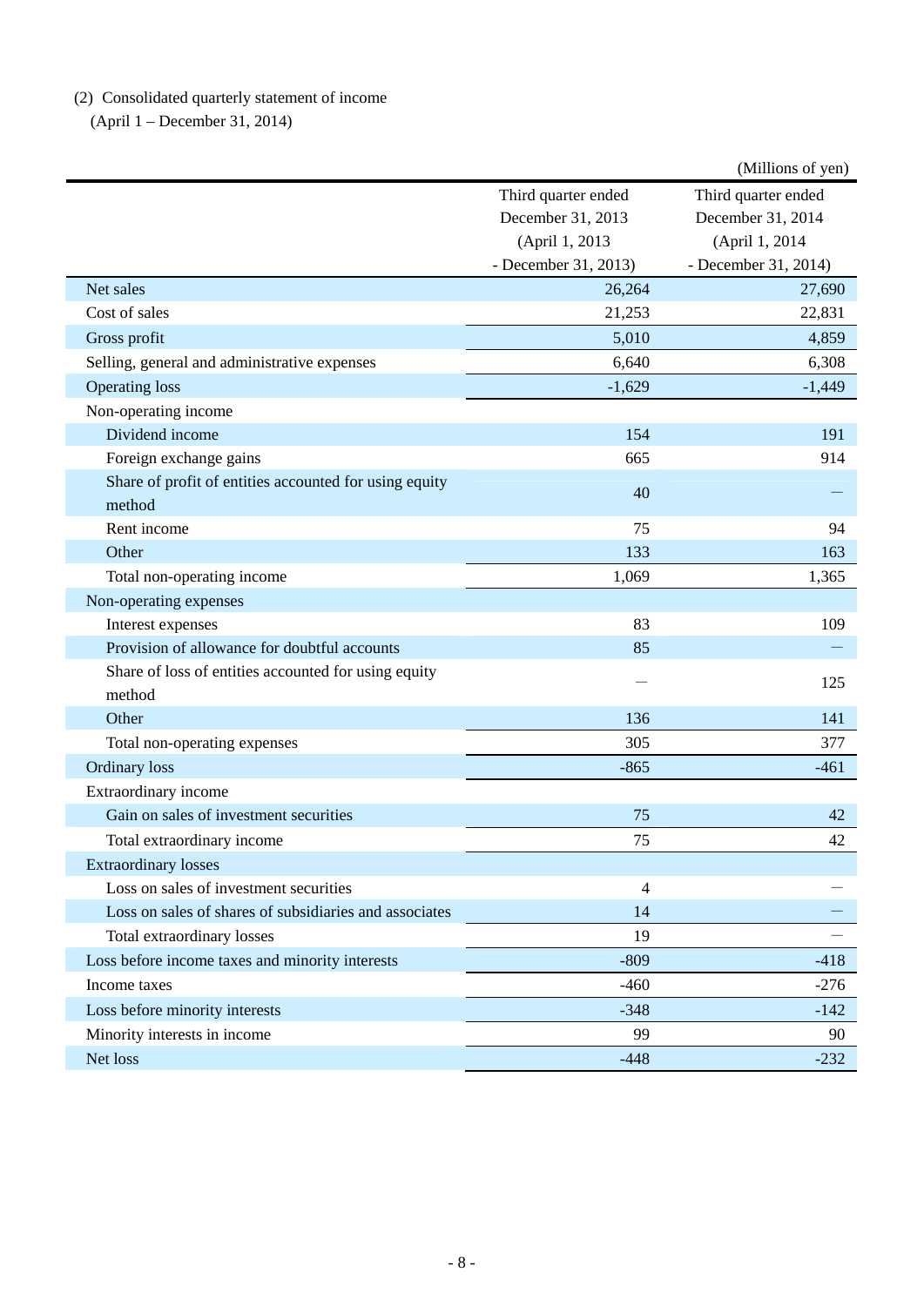(2) Consolidated quarterly statement of income
(April 1 – December 31, 2014)

(Millions of yen)

| | Third quarter ended December 31, 2013 (April 1, 2013 - December 31, 2013) | Third quarter ended December 31, 2014 (April 1, 2014 - December 31, 2014) |
|---|---|---|
| Net sales | 26,264 | 27,690 |
| Cost of sales | 21,253 | 22,831 |
| Gross profit | 5,010 | 4,859 |
| Selling, general and administrative expenses | 6,640 | 6,308 |
| Operating loss | -1,629 | -1,449 |
| Non-operating income | | |
| Dividend income | 154 | 191 |
| Foreign exchange gains | 665 | 914 |
| Share of profit of entities accounted for using equity method | 40 | — |
| Rent income | 75 | 94 |
| Other | 133 | 163 |
| Total non-operating income | 1,069 | 1,365 |
| Non-operating expenses | | |
| Interest expenses | 83 | 109 |
| Provision of allowance for doubtful accounts | 85 | — |
| Share of loss of entities accounted for using equity method | — | 125 |
| Other | 136 | 141 |
| Total non-operating expenses | 305 | 377 |
| Ordinary loss | -865 | -461 |
| Extraordinary income | | |
| Gain on sales of investment securities | 75 | 42 |
| Total extraordinary income | 75 | 42 |
| Extraordinary losses | | |
| Loss on sales of investment securities | 4 | — |
| Loss on sales of shares of subsidiaries and associates | 14 | — |
| Total extraordinary losses | 19 | — |
| Loss before income taxes and minority interests | -809 | -418 |
| Income taxes | -460 | -276 |
| Loss before minority interests | -348 | -142 |
| Minority interests in income | 99 | 90 |
| Net loss | -448 | -232 |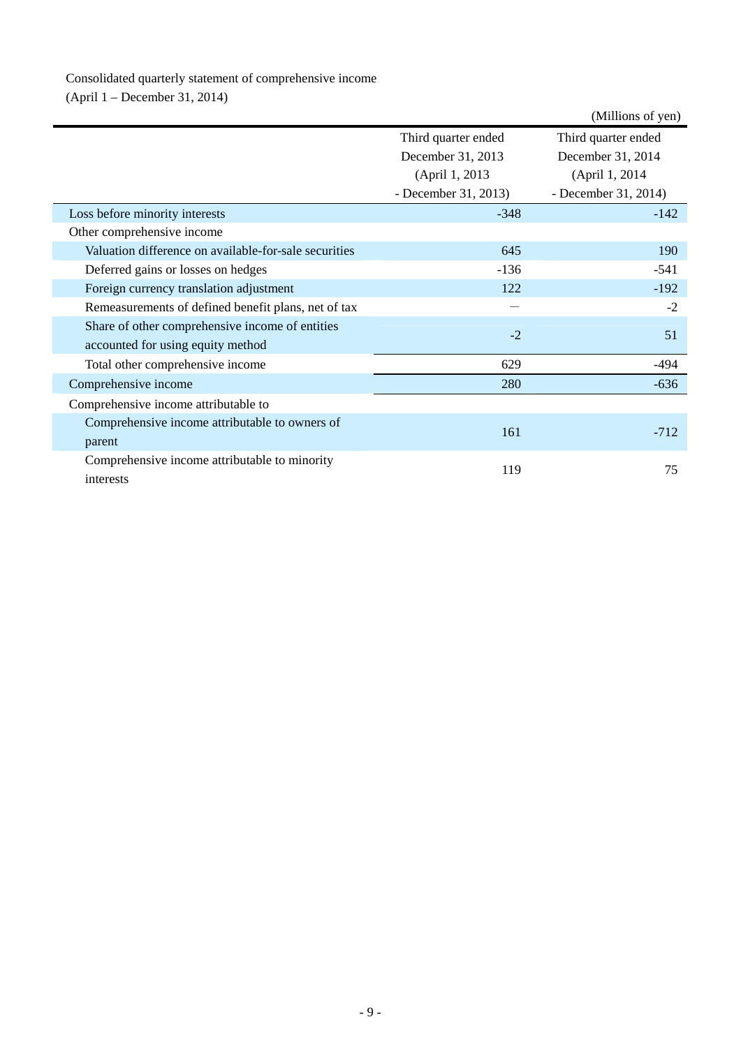Consolidated quarterly statement of comprehensive income
(April 1 – December 31, 2014)

(Millions of yen)

| | Third quarter ended December 31, 2013 (April 1, 2013 - December 31, 2013) | Third quarter ended December 31, 2014 (April 1, 2014 - December 31, 2014) |
|---|---|---|
| Loss before minority interests | -348 | -142 |
| Other comprehensive income | | |
| Valuation difference on available-for-sale securities | 645 | 190 |
| Deferred gains or losses on hedges | -136 | -541 |
| Foreign currency translation adjustment | 122 | -192 |
| Remeasurements of defined benefit plans, net of tax | — | -2 |
| Share of other comprehensive income of entities accounted for using equity method | -2 | 51 |
| Total other comprehensive income | 629 | -494 |
| Comprehensive income | 280 | -636 |
| Comprehensive income attributable to | | |
| Comprehensive income attributable to owners of parent | 161 | -712 |
| Comprehensive income attributable to minority interests | 119 | 75 |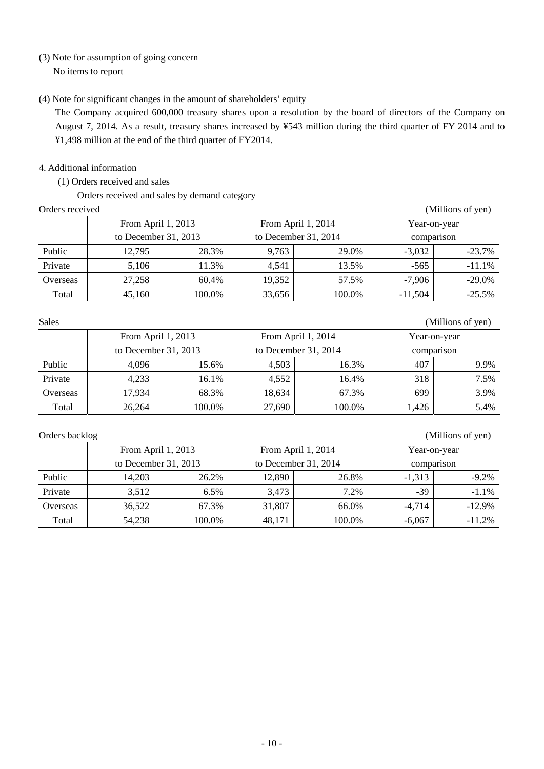(3) Note for assumption of going concern

No items to report

(4) Note for significant changes in the amount of shareholders' equity

The Company acquired 600,000 treasury shares upon a resolution by the board of directors of the Company on August 7, 2014. As a result, treasury shares increased by ¥543 million during the third quarter of FY 2014 and to ¥1,498 million at the end of the third quarter of FY2014.

4. Additional information

(1) Orders received and sales

Orders received and sales by demand category

Orders received (Millions of yen)

| | From April 1, 2013 to December 31, 2013 | | From April 1, 2014 to December 31, 2014 | | Year-on-year comparison | |
|---|---|---|---|---|---|---|
| Public | 12,795 | 28.3% | 9,763 | 29.0% | -3,032 | -23.7% |
| Private | 5,106 | 11.3% | 4,541 | 13.5% | -565 | -11.1% |
| Overseas | 27,258 | 60.4% | 19,352 | 57.5% | -7,906 | -29.0% |
| Total | 45,160 | 100.0% | 33,656 | 100.0% | -11,504 | -25.5% |

Sales (Millions of yen)

| | From April 1, 2013 to December 31, 2013 | | From April 1, 2014 to December 31, 2014 | | Year-on-year comparison | |
|---|---|---|---|---|---|---|
| Public | 4,096 | 15.6% | 4,503 | 16.3% | 407 | 9.9% |
| Private | 4,233 | 16.1% | 4,552 | 16.4% | 318 | 7.5% |
| Overseas | 17,934 | 68.3% | 18,634 | 67.3% | 699 | 3.9% |
| Total | 26,264 | 100.0% | 27,690 | 100.0% | 1,426 | 5.4% |

Orders backlog (Millions of yen)

| | From April 1, 2013 to December 31, 2013 | | From April 1, 2014 to December 31, 2014 | | Year-on-year comparison | |
|---|---|---|---|---|---|---|
| Public | 14,203 | 26.2% | 12,890 | 26.8% | -1,313 | -9.2% |
| Private | 3,512 | 6.5% | 3,473 | 7.2% | -39 | -1.1% |
| Overseas | 36,522 | 67.3% | 31,807 | 66.0% | -4,714 | -12.9% |
| Total | 54,238 | 100.0% | 48,171 | 100.0% | -6,067 | -11.2% |